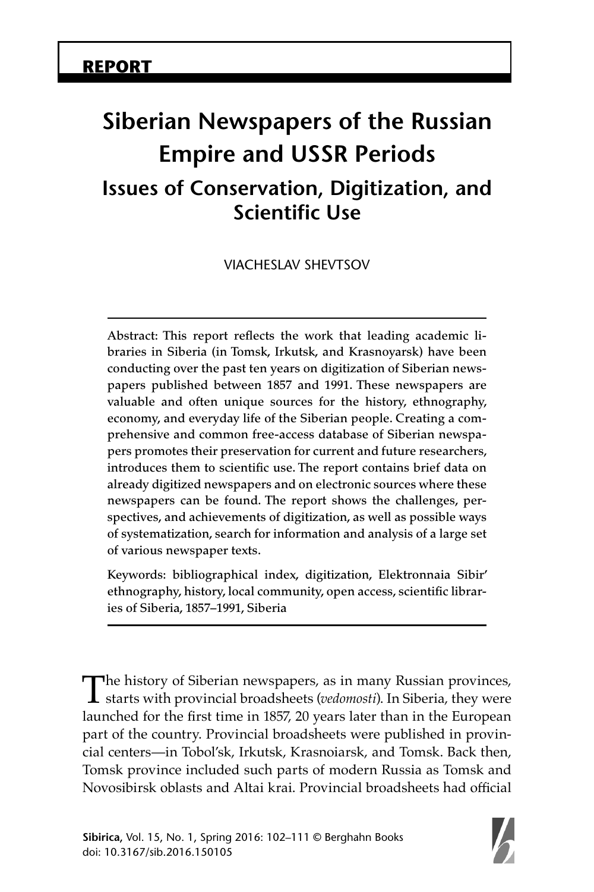**REPORT**

# Siberian Newspapers of the Russian Empire and USSR Periods

## Issues of Conservation, Digitization, and Scientific Use

VIACHESLAV SHEVTSOV

Abstract: This report reflects the work that leading academic libraries in Siberia (in Tomsk, Irkutsk, and Krasnoyarsk) have been conducting over the past ten years on digitization of Siberian newspapers published between 1857 and 1991. These newspapers are valuable and often unique sources for the history, ethnography, economy, and everyday life of the Siberian people. Creating a comprehensive and common free-access database of Siberian newspapers promotes their preservation for current and future researchers, introduces them to scientific use. The report contains brief data on already digitized newspapers and on electronic sources where these newspapers can be found. The report shows the challenges, perspectives, and achievements of digitization, as well as possible ways of systematization, search for information and analysis of a large set of various newspaper texts.

Keywords: bibliographical index, digitization, Elektronnaia Sibir' ethnography, history, local community, open access, scientific libraries of Siberia, 1857–1991, Siberia

The history of Siberian newspapers, as in many Russian provinces, starts with provincial broadsheets (*vedomosti*). In Siberia, they were launched for the first time in 1857, 20 years later than in the European part of the country. Provincial broadsheets were published in provincial centers—in Tobol'sk, Irkutsk, Krasnoiarsk, and Tomsk. Back then, Tomsk province included such parts of modern Russia as Tomsk and Novosibirsk oblasts and Altai krai. Provincial broadsheets had official

Sibirica, Vol. 15, No. 1, Spring 2016: 102–111 © Berghahn Books
doi: 10.3167/sib.2016.150105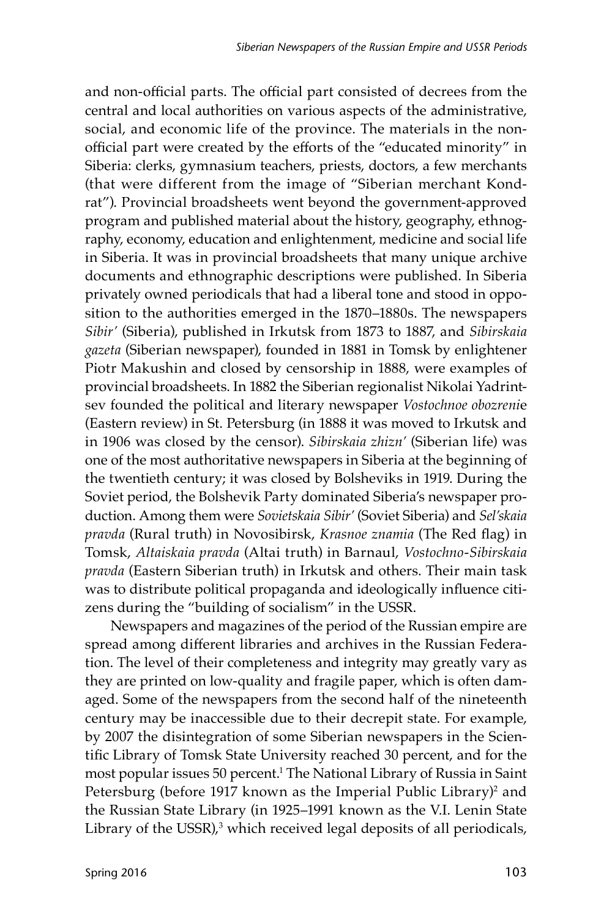and non-official parts. The official part consisted of decrees from the central and local authorities on various aspects of the administrative, social, and economic life of the province. The materials in the non-official part were created by the efforts of the "educated minority" in Siberia: clerks, gymnasium teachers, priests, doctors, a few merchants (that were different from the image of "Siberian merchant Kondrat"). Provincial broadsheets went beyond the government-approved program and published material about the history, geography, ethnography, economy, education and enlightenment, medicine and social life in Siberia. It was in provincial broadsheets that many unique archive documents and ethnographic descriptions were published. In Siberia privately owned periodicals that had a liberal tone and stood in opposition to the authorities emerged in the 1870–1880s. The newspapers *Sibir'* (Siberia), published in Irkutsk from 1873 to 1887, and *Sibirskaia gazeta* (Siberian newspaper), founded in 1881 in Tomsk by enlightener Piotr Makushin and closed by censorship in 1888, were examples of provincial broadsheets. In 1882 the Siberian regionalist Nikolai Yadrintsev founded the political and literary newspaper *Vostochnoe obozrenie* (Eastern review) in St. Petersburg (in 1888 it was moved to Irkutsk and in 1906 was closed by the censor). *Sibirskaia zhizn'* (Siberian life) was one of the most authoritative newspapers in Siberia at the beginning of the twentieth century; it was closed by Bolsheviks in 1919. During the Soviet period, the Bolshevik Party dominated Siberia's newspaper production. Among them were *Sovietskaia Sibir'* (Soviet Siberia) and *Sel'skaia pravda* (Rural truth) in Novosibirsk, *Krasnoe znamia* (The Red flag) in Tomsk, *Altaiskaia pravda* (Altai truth) in Barnaul, *Vostochno-Sibirskaia pravda* (Eastern Siberian truth) in Irkutsk and others. Their main task was to distribute political propaganda and ideologically influence citizens during the "building of socialism" in the USSR.

Newspapers and magazines of the period of the Russian empire are spread among different libraries and archives in the Russian Federation. The level of their completeness and integrity may greatly vary as they are printed on low-quality and fragile paper, which is often damaged. Some of the newspapers from the second half of the nineteenth century may be inaccessible due to their decrepit state. For example, by 2007 the disintegration of some Siberian newspapers in the Scientific Library of Tomsk State University reached 30 percent, and for the most popular issues 50 percent.[1] The National Library of Russia in Saint Petersburg (before 1917 known as the Imperial Public Library)[2] and the Russian State Library (in 1925–1991 known as the V.I. Lenin State Library of the USSR),[3] which received legal deposits of all periodicals,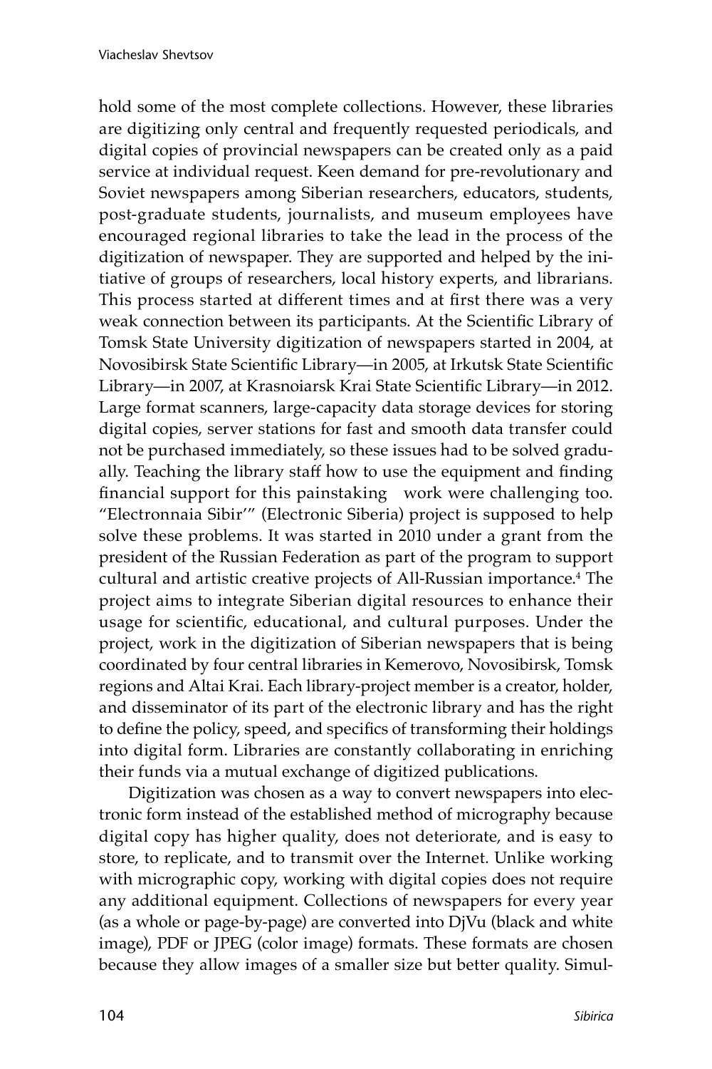hold some of the most complete collections. However, these libraries are digitizing only central and frequently requested periodicals, and digital copies of provincial newspapers can be created only as a paid service at individual request. Keen demand for pre-revolutionary and Soviet newspapers among Siberian researchers, educators, students, post-graduate students, journalists, and museum employees have encouraged regional libraries to take the lead in the process of the digitization of newspaper. They are supported and helped by the initiative of groups of researchers, local history experts, and librarians. This process started at different times and at first there was a very weak connection between its participants. At the Scientific Library of Tomsk State University digitization of newspapers started in 2004, at Novosibirsk State Scientific Library—in 2005, at Irkutsk State Scientific Library—in 2007, at Krasnoiarsk Krai State Scientific Library—in 2012. Large format scanners, large-capacity data storage devices for storing digital copies, server stations for fast and smooth data transfer could not be purchased immediately, so these issues had to be solved gradually. Teaching the library staff how to use the equipment and finding financial support for this painstaking work were challenging too. "Electronnaia Sibir'" (Electronic Siberia) project is supposed to help solve these problems. It was started in 2010 under a grant from the president of the Russian Federation as part of the program to support cultural and artistic creative projects of All-Russian importance.[4] The project aims to integrate Siberian digital resources to enhance their usage for scientific, educational, and cultural purposes. Under the project, work in the digitization of Siberian newspapers that is being coordinated by four central libraries in Kemerovo, Novosibirsk, Tomsk regions and Altai Krai. Each library-project member is a creator, holder, and disseminator of its part of the electronic library and has the right to define the policy, speed, and specifics of transforming their holdings into digital form. Libraries are constantly collaborating in enriching their funds via a mutual exchange of digitized publications.

Digitization was chosen as a way to convert newspapers into electronic form instead of the established method of micrography because digital copy has higher quality, does not deteriorate, and is easy to store, to replicate, and to transmit over the Internet. Unlike working with micrographic copy, working with digital copies does not require any additional equipment. Collections of newspapers for every year (as a whole or page-by-page) are converted into DjVu (black and white image), PDF or JPEG (color image) formats. These formats are chosen because they allow images of a smaller size but better quality. Simul-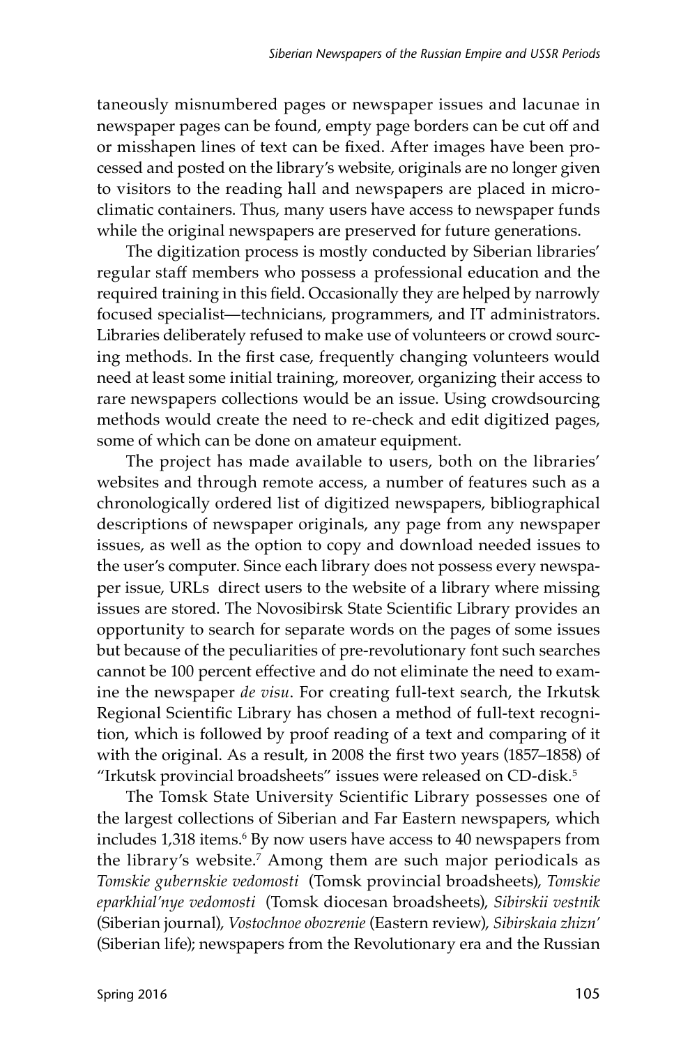taneously misnumbered pages or newspaper issues and lacunae in newspaper pages can be found, empty page borders can be cut off and or misshapen lines of text can be fixed. After images have been processed and posted on the library's website, originals are no longer given to visitors to the reading hall and newspapers are placed in microclimatic containers. Thus, many users have access to newspaper funds while the original newspapers are preserved for future generations.

The digitization process is mostly conducted by Siberian libraries' regular staff members who possess a professional education and the required training in this field. Occasionally they are helped by narrowly focused specialist—technicians, programmers, and IT administrators. Libraries deliberately refused to make use of volunteers or crowd sourcing methods. In the first case, frequently changing volunteers would need at least some initial training, moreover, organizing their access to rare newspapers collections would be an issue. Using crowdsourcing methods would create the need to re-check and edit digitized pages, some of which can be done on amateur equipment.

The project has made available to users, both on the libraries' websites and through remote access, a number of features such as a chronologically ordered list of digitized newspapers, bibliographical descriptions of newspaper originals, any page from any newspaper issues, as well as the option to copy and download needed issues to the user's computer. Since each library does not possess every newspaper issue, URLs direct users to the website of a library where missing issues are stored. The Novosibirsk State Scientific Library provides an opportunity to search for separate words on the pages of some issues but because of the peculiarities of pre-revolutionary font such searches cannot be 100 percent effective and do not eliminate the need to examine the newspaper *de visu*. For creating full-text search, the Irkutsk Regional Scientific Library has chosen a method of full-text recognition, which is followed by proof reading of a text and comparing of it with the original. As a result, in 2008 the first two years (1857–1858) of "Irkutsk provincial broadsheets" issues were released on CD-disk.[5]

The Tomsk State University Scientific Library possesses one of the largest collections of Siberian and Far Eastern newspapers, which includes 1,318 items.[6] By now users have access to 40 newspapers from the library's website.[7] Among them are such major periodicals as *Tomskie gubernskie vedomosti* (Tomsk provincial broadsheets), *Tomskie eparkhial'nye vedomosti* (Tomsk diocesan broadsheets), *Sibirskii vestnik* (Siberian journal), *Vostochnoe obozrenie* (Eastern review), *Sibirskaia zhizn'* (Siberian life); newspapers from the Revolutionary era and the Russian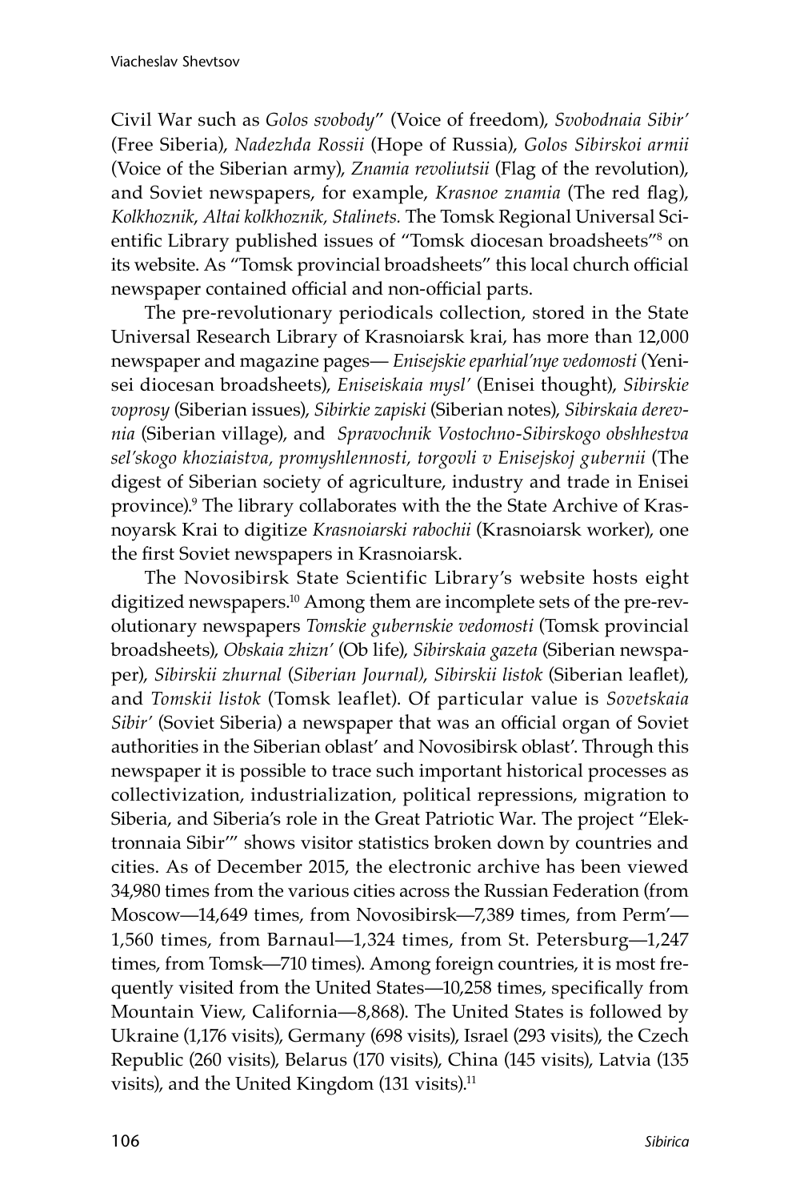Civil War such as *Golos svobody*" (Voice of freedom), *Svobodnaia Sibir'* (Free Siberia), *Nadezhda Rossii* (Hope of Russia), *Golos Sibirskoi armii* (Voice of the Siberian army), *Znamia revoliutsii* (Flag of the revolution), and Soviet newspapers, for example, *Krasnoe znamia* (The red flag), *Kolkhoznik*, *Altai kolkhoznik, Stalinets.* The Tomsk Regional Universal Scientific Library published issues of "Tomsk diocesan broadsheets"[8] on its website. As "Tomsk provincial broadsheets" this local church official newspaper contained official and non-official parts.

The pre-revolutionary periodicals collection, stored in the State Universal Research Library of Krasnoiarsk krai, has more than 12,000 newspaper and magazine pages— *Enisejskie eparhial'nye vedomosti* (Yenisei diocesan broadsheets), *Eniseiskaia mysl'* (Enisei thought), *Sibirskie voprosy* (Siberian issues), *Sibirkie zapiski* (Siberian notes), *Sibirskaia derevnia* (Siberian village), and *Spravochnik Vostochno-Sibirskogo obshhestva sel'skogo khoziaistva, promyshlennosti, torgovli v Enisejskoj gubernii* (The digest of Siberian society of agriculture, industry and trade in Enisei province).[9] The library collaborates with the the State Archive of Krasnoyarsk Krai to digitize *Krasnoiarski rabochii* (Krasnoiarsk worker), one the first Soviet newspapers in Krasnoiarsk.

The Novosibirsk State Scientific Library's website hosts eight digitized newspapers.[10] Among them are incomplete sets of the pre-revolutionary newspapers *Tomskie gubernskie vedomosti* (Tomsk provincial broadsheets), *Obskaia zhizn'* (Ob life), *Sibirskaia gazeta* (Siberian newspaper), *Sibirskii zhurnal* (*Siberian Journal), Sibirskii listok* (Siberian leaflet), and *Tomskii listok* (Tomsk leaflet). Of particular value is *Sovetskaia Sibir'* (Soviet Siberia) a newspaper that was an official organ of Soviet authorities in the Siberian oblast' and Novosibirsk oblast'. Through this newspaper it is possible to trace such important historical processes as collectivization, industrialization, political repressions, migration to Siberia, and Siberia's role in the Great Patriotic War. The project "Elektronnaia Sibir'" shows visitor statistics broken down by countries and cities. As of December 2015, the electronic archive has been viewed 34,980 times from the various cities across the Russian Federation (from Moscow—14,649 times, from Novosibirsk—7,389 times, from Perm'—1,560 times, from Barnaul—1,324 times, from St. Petersburg—1,247 times, from Tomsk—710 times). Among foreign countries, it is most frequently visited from the United States—10,258 times, specifically from Mountain View, California—8,868). The United States is followed by Ukraine (1,176 visits), Germany (698 visits), Israel (293 visits), the Czech Republic (260 visits), Belarus (170 visits), China (145 visits), Latvia (135 visits), and the United Kingdom (131 visits).[11]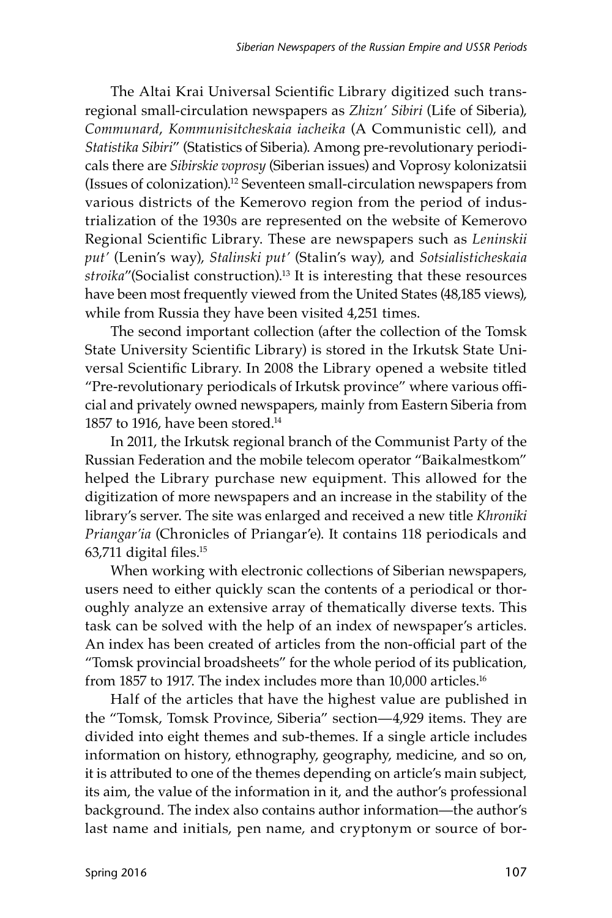The Altai Krai Universal Scientific Library digitized such trans-regional small-circulation newspapers as *Zhizn' Sibiri* (Life of Siberia), *Communard*, *Kommunisitcheskaia iacheika* (A Communistic cell), and *Statistika Sibiri*" (Statistics of Siberia). Among pre-revolutionary periodicals there are *Sibirskie voprosy* (Siberian issues) and Voprosy kolonizatsii (Issues of colonization).[12] Seventeen small-circulation newspapers from various districts of the Kemerovo region from the period of industrialization of the 1930s are represented on the website of Kemerovo Regional Scientific Library. These are newspapers such as *Leninskii put'* (Lenin's way), *Stalinski put'* (Stalin's way), and *Sotsialisticheskaia stroika*"(Socialist construction).[13] It is interesting that these resources have been most frequently viewed from the United States (48,185 views), while from Russia they have been visited 4,251 times.

The second important collection (after the collection of the Tomsk State University Scientific Library) is stored in the Irkutsk State Universal Scientific Library. In 2008 the Library opened a website titled "Pre-revolutionary periodicals of Irkutsk province" where various official and privately owned newspapers, mainly from Eastern Siberia from 1857 to 1916, have been stored.[14]

In 2011, the Irkutsk regional branch of the Communist Party of the Russian Federation and the mobile telecom operator "Baikalmestkom" helped the Library purchase new equipment. This allowed for the digitization of more newspapers and an increase in the stability of the library's server. The site was enlarged and received a new title *Khroniki Priangar'ia* (Chronicles of Priangar'e). It contains 118 periodicals and 63,711 digital files.[15]

When working with electronic collections of Siberian newspapers, users need to either quickly scan the contents of a periodical or thoroughly analyze an extensive array of thematically diverse texts. This task can be solved with the help of an index of newspaper's articles. An index has been created of articles from the non-official part of the "Tomsk provincial broadsheets" for the whole period of its publication, from 1857 to 1917. The index includes more than 10,000 articles.[16]

Half of the articles that have the highest value are published in the "Tomsk, Tomsk Province, Siberia" section—4,929 items. They are divided into eight themes and sub-themes. If a single article includes information on history, ethnography, geography, medicine, and so on, it is attributed to one of the themes depending on article's main subject, its aim, the value of the information in it, and the author's professional background. The index also contains author information—the author's last name and initials, pen name, and cryptonym or source of bor-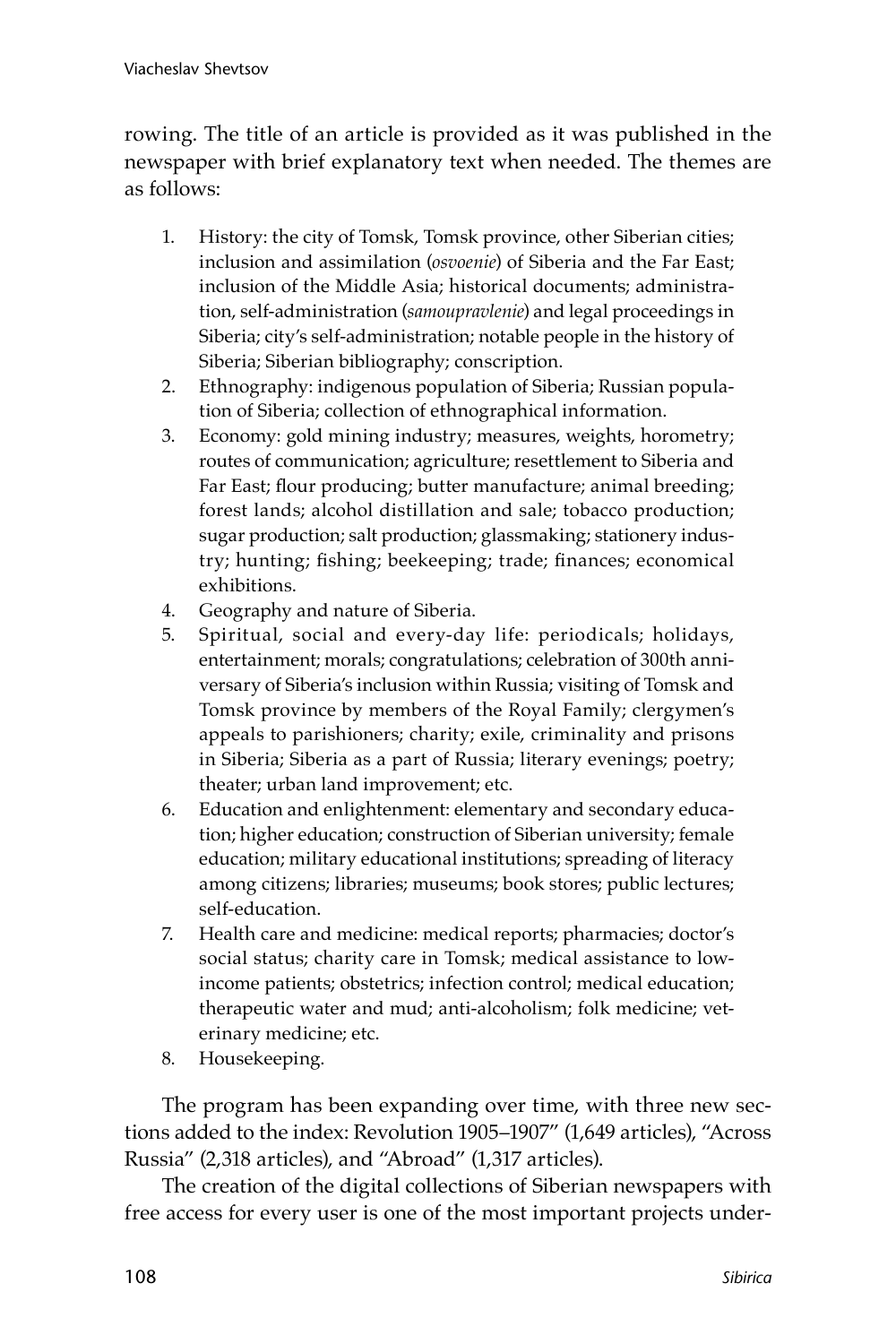rowing. The title of an article is provided as it was published in the newspaper with brief explanatory text when needed. The themes are as follows:

1. History: the city of Tomsk, Tomsk province, other Siberian cities; inclusion and assimilation (*osvoenie*) of Siberia and the Far East; inclusion of the Middle Asia; historical documents; administration, self-administration (*samoupravlenie*) and legal proceedings in Siberia; city's self-administration; notable people in the history of Siberia; Siberian bibliography; conscription.
2. Ethnography: indigenous population of Siberia; Russian population of Siberia; collection of ethnographical information.
3. Economy: gold mining industry; measures, weights, horometry; routes of communication; agriculture; resettlement to Siberia and Far East; flour producing; butter manufacture; animal breeding; forest lands; alcohol distillation and sale; tobacco production; sugar production; salt production; glassmaking; stationery industry; hunting; fishing; beekeeping; trade; finances; economical exhibitions.
4. Geography and nature of Siberia.
5. Spiritual, social and every-day life: periodicals; holidays, entertainment; morals; congratulations; celebration of 300th anniversary of Siberia's inclusion within Russia; visiting of Tomsk and Tomsk province by members of the Royal Family; clergymen's appeals to parishioners; charity; exile, criminality and prisons in Siberia; Siberia as a part of Russia; literary evenings; poetry; theater; urban land improvement; etc.
6. Education and enlightenment: elementary and secondary education; higher education; construction of Siberian university; female education; military educational institutions; spreading of literacy among citizens; libraries; museums; book stores; public lectures; self-education.
7. Health care and medicine: medical reports; pharmacies; doctor's social status; charity care in Tomsk; medical assistance to low-income patients; obstetrics; infection control; medical education; therapeutic water and mud; anti-alcoholism; folk medicine; veterinary medicine; etc.
8. Housekeeping.

The program has been expanding over time, with three new sections added to the index: Revolution 1905–1907" (1,649 articles), "Across Russia" (2,318 articles), and "Abroad" (1,317 articles).

The creation of the digital collections of Siberian newspapers with free access for every user is one of the most important projects under-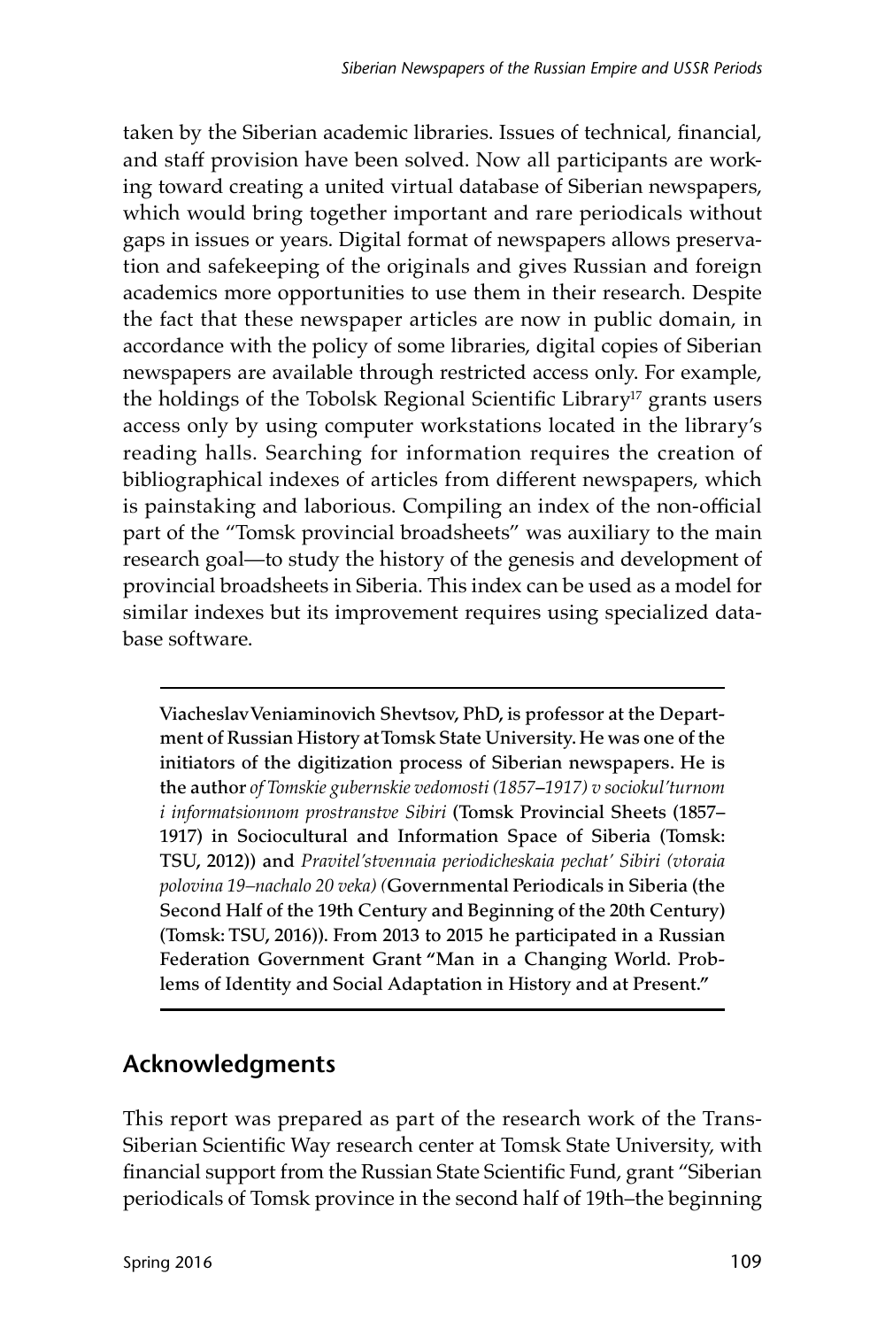taken by the Siberian academic libraries. Issues of technical, financial, and staff provision have been solved. Now all participants are working toward creating a united virtual database of Siberian newspapers, which would bring together important and rare periodicals without gaps in issues or years. Digital format of newspapers allows preservation and safekeeping of the originals and gives Russian and foreign academics more opportunities to use them in their research. Despite the fact that these newspaper articles are now in public domain, in accordance with the policy of some libraries, digital copies of Siberian newspapers are available through restricted access only. For example, the holdings of the Tobolsk Regional Scientific Library[17] grants users access only by using computer workstations located in the library's reading halls. Searching for information requires the creation of bibliographical indexes of articles from different newspapers, which is painstaking and laborious. Compiling an index of the non-official part of the "Tomsk provincial broadsheets" was auxiliary to the main research goal—to study the history of the genesis and development of provincial broadsheets in Siberia. This index can be used as a model for similar indexes but its improvement requires using specialized database software.

---

**Viacheslav Veniaminovich Shevtsov, PhD, is professor at the Department of Russian History at Tomsk State University. He was one of the initiators of the digitization process of Siberian newspapers. He is the author** *of Tomskie gubernskie vedomosti (1857–1917) v sociokul'turnom i informatsionnom prostranstve Sibiri* **(Tomsk Provincial Sheets (1857–1917) in Sociocultural and Information Space of Siberia (Tomsk: TSU, 2012)) and** *Pravitel'stvennaia periodicheskaia pechat' Sibiri (vtoraia polovina 19–nachalo 20 veka) (***Governmental Periodicals in Siberia (the Second Half of the 19th Century and Beginning of the 20th Century) (Tomsk: TSU, 2016)). From 2013 to 2015 he participated in a Russian Federation Government Grant "Man in a Changing World. Problems of Identity and Social Adaptation in History and at Present."**

---

## Acknowledgments

This report was prepared as part of the research work of the Trans-Siberian Scientific Way research center at Tomsk State University, with financial support from the Russian State Scientific Fund, grant "Siberian periodicals of Tomsk province in the second half of 19th–the beginning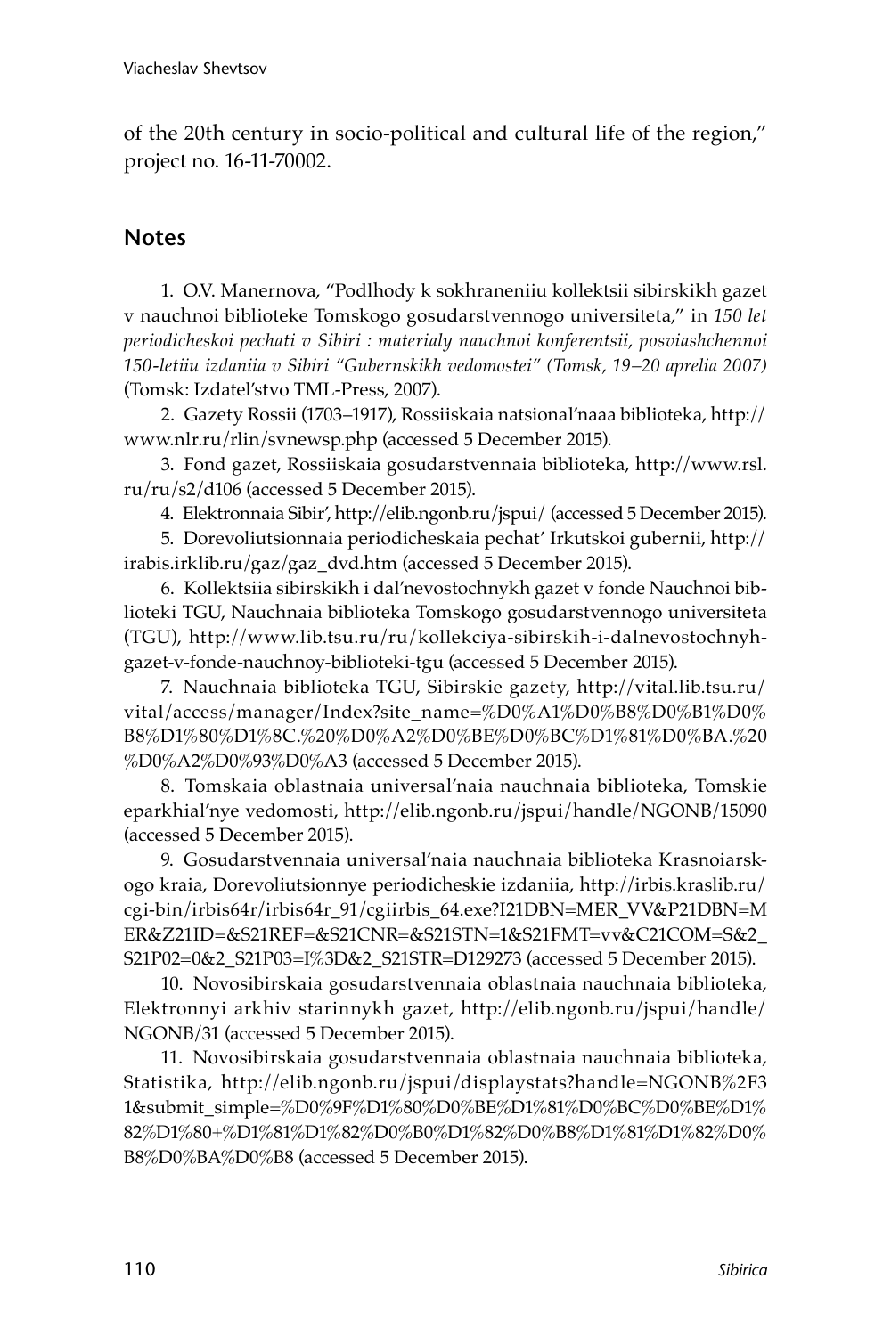of the 20th century in socio-political and cultural life of the region," project no. 16-11-70002.

## Notes

1. O.V. Manernova, "Podlhody k sokhraneniiu kollektsii sibirskikh gazet v nauchnoi biblioteke Tomskogo gosudarstvennogo universiteta," in *150 let periodicheskoi pechati v Sibiri : materialy nauchnoi konferentsii, posviashchennoi 150-letiiu izdaniia v Sibiri "Gubernskikh vedomostei" (Tomsk, 19–20 aprelia 2007)* (Tomsk: Izdatel'stvo TML-Press, 2007).

2. Gazety Rossii (1703–1917), Rossiiskaia natsional'naaa biblioteka, http://www.nlr.ru/rlin/svnewsp.php (accessed 5 December 2015).

3. Fond gazet, Rossiiskaia gosudarstvennaia biblioteka, http://www.rsl.ru/ru/s2/d106 (accessed 5 December 2015).

4. Elektronnaia Sibir', http://elib.ngonb.ru/jspui/ (accessed 5 December 2015).

5. Dorevoliutsionnaia periodicheskaia pechat' Irkutskoi gubernii, http://irabis.irklib.ru/gaz/gaz_dvd.htm (accessed 5 December 2015).

6. Kollektsiia sibirskikh i dal'nevostochnykh gazet v fonde Nauchnoi biblioteki TGU, Nauchnaia biblioteka Tomskogo gosudarstvennogo universiteta (TGU), http://www.lib.tsu.ru/ru/kollekciya-sibirskih-i-dalnevostochnyh-gazet-v-fonde-nauchnoy-biblioteki-tgu (accessed 5 December 2015).

7. Nauchnaia biblioteka TGU, Sibirskie gazety, http://vital.lib.tsu.ru/vital/access/manager/Index?site_name=%D0%A1%D0%B8%D0%B1%D0%B8%D1%80%D1%8C.%20%D0%A2%D0%BE%D0%BC%D1%81%D0%BA.%20%D0%A2%D0%93%D0%A3 (accessed 5 December 2015).

8. Tomskaia oblastnaia universal'naia nauchnaia biblioteka, Tomskie eparkhial'nye vedomosti, http://elib.ngonb.ru/jspui/handle/NGONB/15090 (accessed 5 December 2015).

9. Gosudarstvennaia universal'naia nauchnaia biblioteka Krasnoiarskogo kraia, Dorevoliutsionnye periodicheskie izdaniia, http://irbis.kraslib.ru/cgi-bin/irbis64r/irbis64r_91/cgiirbis_64.exe?I21DBN=MER_VV&P21DBN=MER&Z21ID=&S21REF=&S21CNR=&S21STN=1&S21FMT=vv&C21COM=S&2_S21P02=0&2_S21P03=I%3D&2_S21STR=D129273 (accessed 5 December 2015).

10. Novosibirskaia gosudarstvennaia oblastnaia nauchnaia biblioteka, Elektronnyi arkhiv starinnykh gazet, http://elib.ngonb.ru/jspui/handle/NGONB/31 (accessed 5 December 2015).

11. Novosibirskaia gosudarstvennaia oblastnaia nauchnaia biblioteka, Statistika, http://elib.ngonb.ru/jspui/displaystats?handle=NGONB%2F31&submit_simple=%D0%9F%D1%80%D0%BE%D1%81%D0%BC%D0%BE%D1%82%D1%80+%D1%81%D1%82%D0%B0%D1%82%D0%B8%D1%81%D1%82%D0%B8%D0%BA%D0%B8 (accessed 5 December 2015).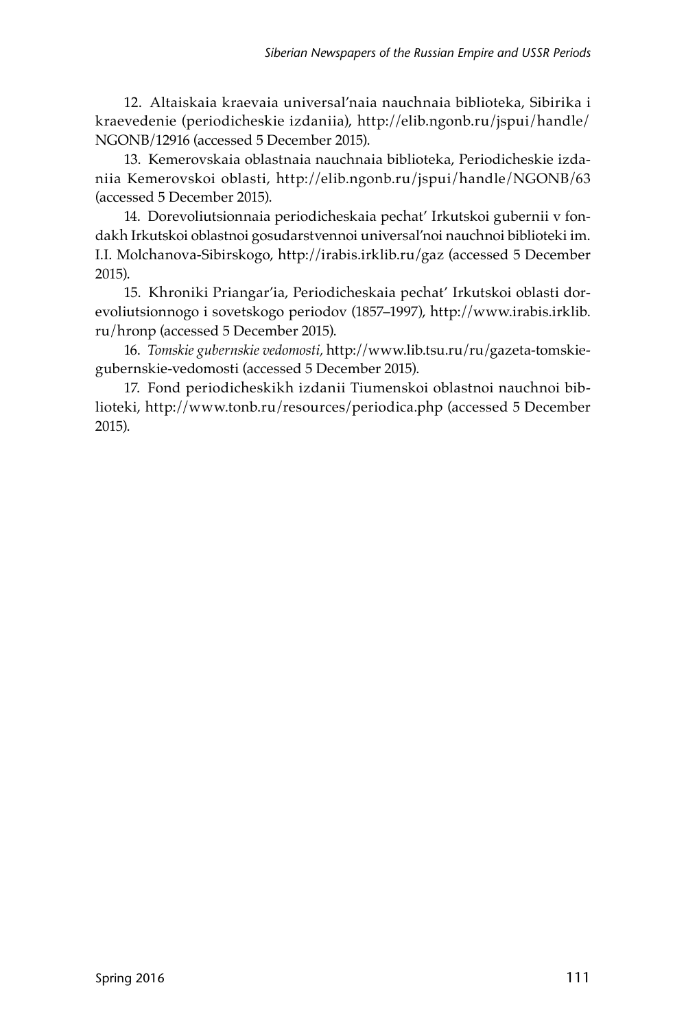12. Altaiskaia kraevaia universal'naia nauchnaia biblioteka, Sibirika i kraevedenie (periodicheskie izdaniia), http://elib.ngonb.ru/jspui/handle/NGONB/12916 (accessed 5 December 2015).

13. Kemerovskaia oblastnaia nauchnaia biblioteka, Periodicheskie izdaniia Kemerovskoi oblasti, http://elib.ngonb.ru/jspui/handle/NGONB/63 (accessed 5 December 2015).

14. Dorevoliutsionnaia periodicheskaia pechat' Irkutskoi gubernii v fondakh Irkutskoi oblastnoi gosudarstvennoi universal'noi nauchnoi biblioteki im. I.I. Molchanova-Sibirskogo, http://irabis.irklib.ru/gaz (accessed 5 December 2015).

15. Khroniki Priangar'ia, Periodicheskaia pechat' Irkutskoi oblasti dorevoliutsionnogo i sovetskogo periodov (1857–1997), http://www.irabis.irklib.ru/hronp (accessed 5 December 2015).

16. *Tomskie gubernskie vedomosti*, http://www.lib.tsu.ru/ru/gazeta-tomskie-gubernskie-vedomosti (accessed 5 December 2015).

17. Fond periodicheskikh izdanii Tiumenskoi oblastnoi nauchnoi biblioteki, http://www.tonb.ru/resources/periodica.php (accessed 5 December 2015).